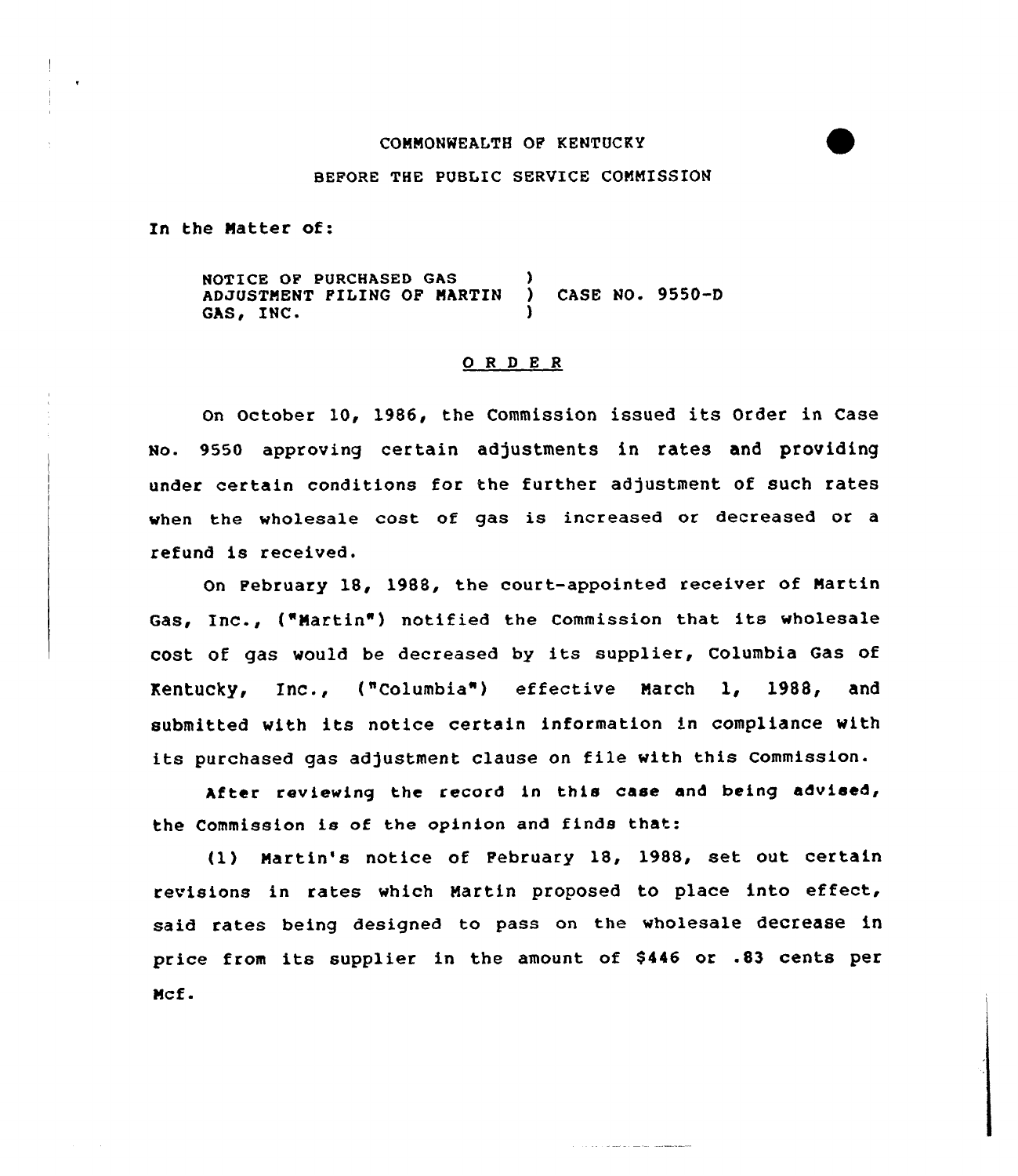COMMONWEALTH OF KENTUCKY

BEFORE THE PUBLIC SERVICE COMMISSION

In the Matter of:

NOTICE OF PURCHASED GAS ADJUSTMENT FILING OF MARTIN GAS, INC. ) CASE NO. 9550-D

## O R D E R

On October 10, 1986, the Commission issued its Order in Case No. 9550 approving certain adjustments in rates and providing under certain conditions for the further adjustment of such rates when the wholesale cost of gas is increased or decreased or a refund is received.

On February 18, 1988, the court-appointed receiver of Martin Gas, Inc., ("Martin") notified the Commission that its wholesale cost of gas would be decreased by its supplier, Columbia Gas of Kentucky, Inc., ("Columbia") effective March 1, 1988, and submitted with its notice certain information in compliance with its purchased gas adjustment clause on file with this Commission.

After reviewing the record in this case and being advised, the Commission is of the opinion and finds that:

(1) Martin's notice of February 18, 1988, set out certain revisions in rates which Martin proposed to place into effect, said rates being designed to pass on the wholesale decrease in price from its supplier in the amount of $446 or .83 cents per Mcf.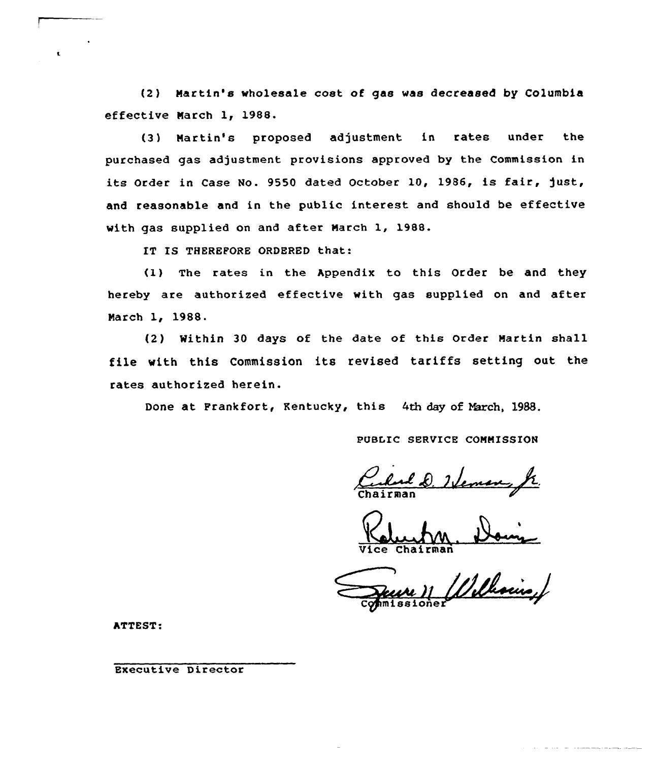(2) Martin's wholesale cost of gas was decreased by Columbia effective March 1, 1988.

(3) Martin's proposed adjustment in rates under the purchased gas adjustment provisions approved by the Commission in its Order in Case No. 9550 dated October 10, 1986, is fair, just, and reasonable and in the public interest and should be effective with gas supplied on and after March 1, 1988.

IT IS THEREFORE ORDERED that:

(1) The rates in the Appendix to this Order be and they hereby are authorized effective with gas supplied on and after March 1, 1988.

(2) Within 30 days of the date of this Order Martin shall file with this Commission its revised tariffs setting out the rates authorized herein.

Done at Frankfort, Kentucky, this 4th day of March, 1988.

PUBLIC SERVICE COMMISSION

Chairman

Vice Chairman

Commissioner

ATTEST:

Executive Director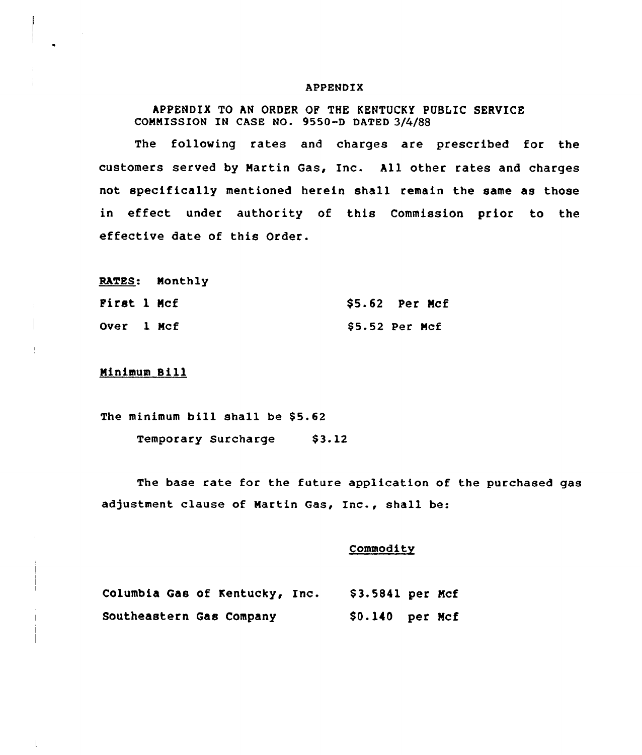# APPENDIX

APPENDIX TO AN ORDER OF THE KENTUCKY PUBLIC SERVICE COMMISSION IN CASE NO. 9550-D DATED 3/4/88

The following rates and charges are prescribed for the customers served by Martin Gas, Inc. All other rates and charges not specifically mentioned herein shall remain the same as those in effect under authority of this Commission prior to the effective date of this Order.

<u>RATES</u>: Monthly

| | |
|---|---|
| First 1 Mcf | $5.62 Per Mcf |
| Over 1 Mcf | $5.52 Per Mcf |

<u>Minimum Bill</u>

The minimum bill shall be $5.62

Temporary Surcharge $3.12

The base rate for the future application of the purchased gas adjustment clause of Martin Gas, Inc., shall be:

| | <u>Commodity</u> |
|---|---|
| Columbia Gas of Kentucky, Inc. | $3.5841 per Mcf |
| Southeastern Gas Company | $0.140 per Mcf |